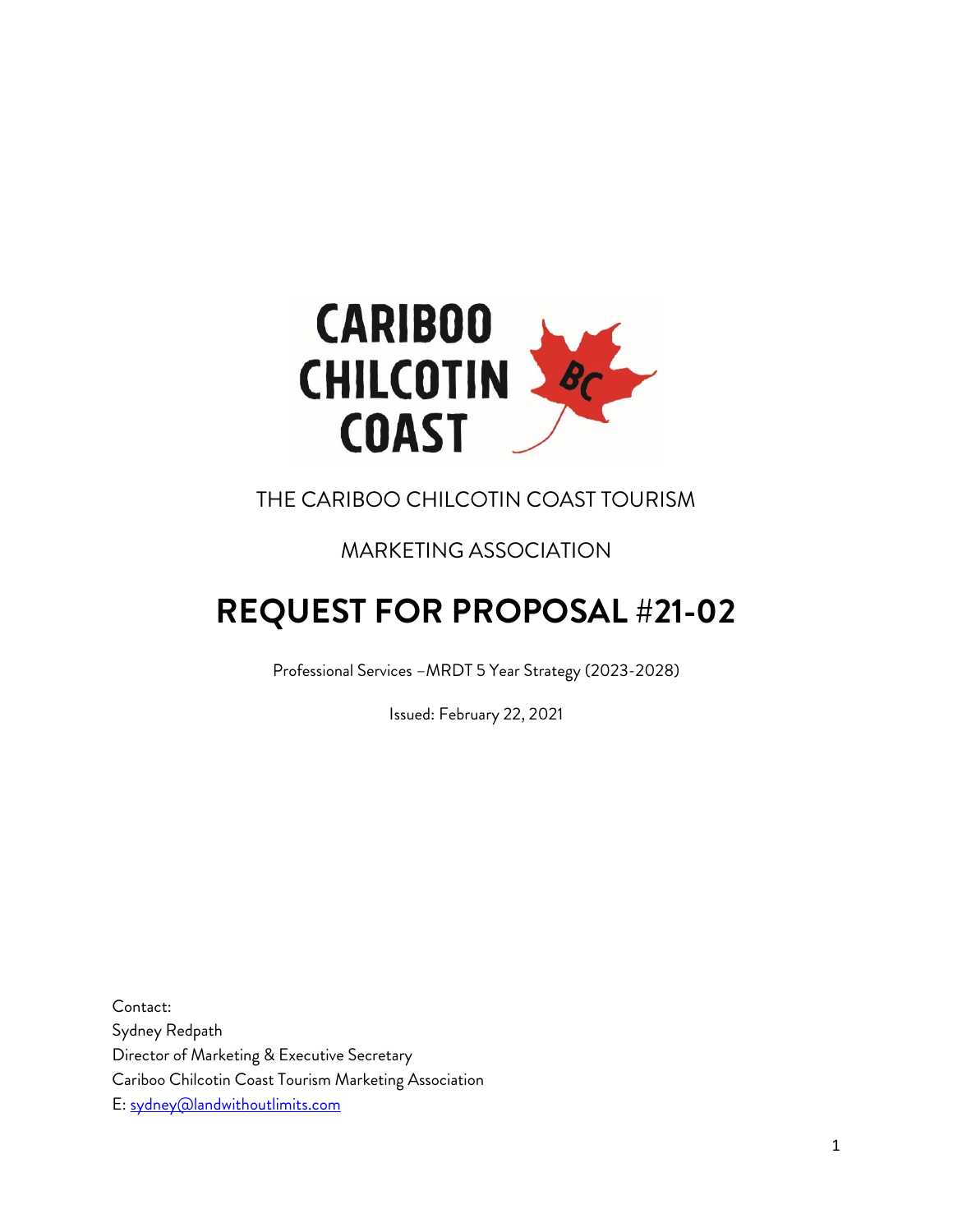THE CARIBOO CHILCOTIN COAST TOURISM

MARKETING ASSOCIATION

# REQUEST FOR PROPOSAL #21-02

Professional Services –MRDT 5 Year Strategy (2023-2028)

Issued: February 22, 2021

Contact:
Sydney Redpath
Director of Marketing & Executive Secretary
Cariboo Chilcotin Coast Tourism Marketing Association
E: sydney@landwithoutlimits.com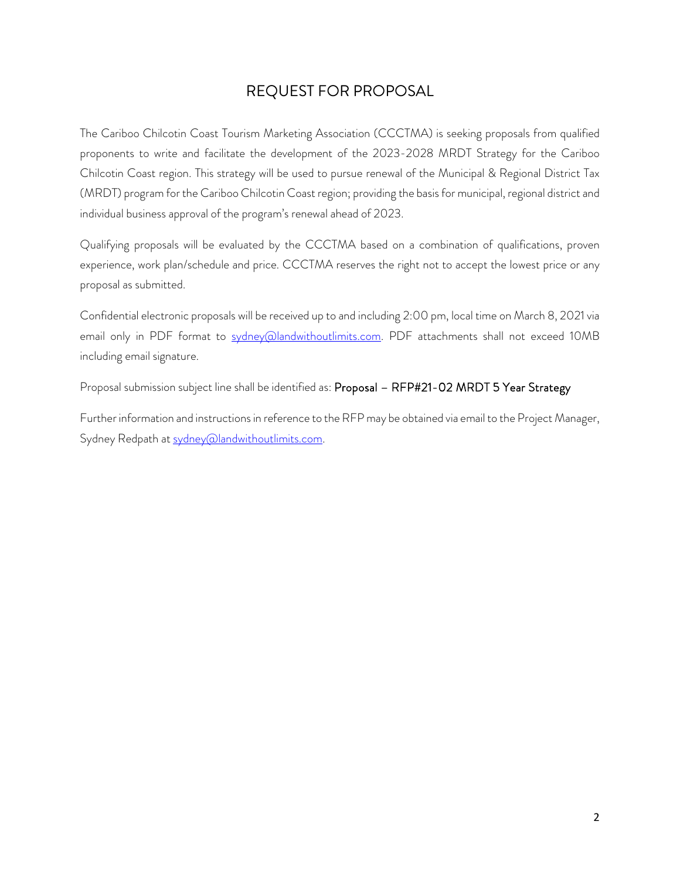# REQUEST FOR PROPOSAL

The Cariboo Chilcotin Coast Tourism Marketing Association (CCCTMA) is seeking proposals from qualified proponents to write and facilitate the development of the 2023-2028 MRDT Strategy for the Cariboo Chilcotin Coast region. This strategy will be used to pursue renewal of the Municipal & Regional District Tax (MRDT) program for the Cariboo Chilcotin Coast region; providing the basis for municipal, regional district and individual business approval of the program's renewal ahead of 2023.

Qualifying proposals will be evaluated by the CCCTMA based on a combination of qualifications, proven experience, work plan/schedule and price. CCCTMA reserves the right not to accept the lowest price or any proposal as submitted.

Confidential electronic proposals will be received up to and including 2:00 pm, local time on March 8, 2021 via email only in PDF format to [sydney@landwithoutlimits.com](mailto:sydney@landwithoutlimits.com). PDF attachments shall not exceed 10MB including email signature.

Proposal submission subject line shall be identified as: Proposal – RFP#21-02 MRDT 5 Year Strategy

Further information and instructions in reference to the RFP may be obtained via email to the Project Manager, Sydney Redpath at [sydney@landwithoutlimits.com](mailto:sydney@landwithoutlimits.com).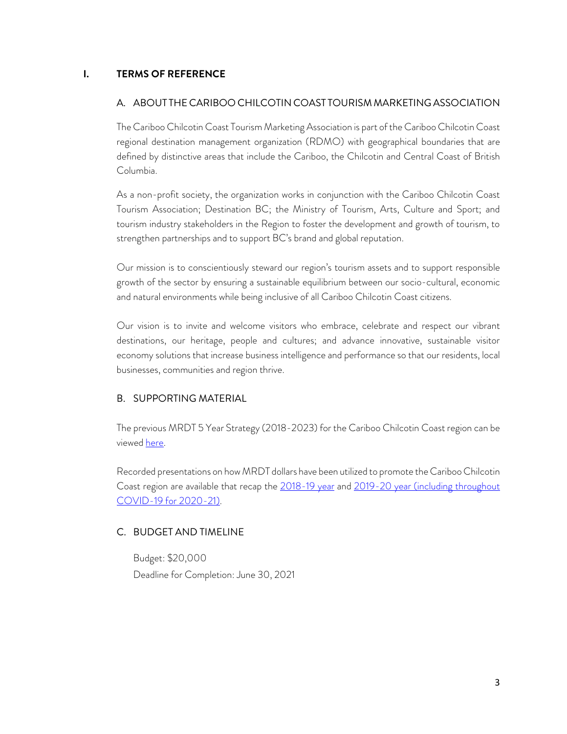# I. TERMS OF REFERENCE

## A. ABOUT THE CARIBOO CHILCOTIN COAST TOURISM MARKETING ASSOCIATION

The Cariboo Chilcotin Coast Tourism Marketing Association is part of the Cariboo Chilcotin Coast regional destination management organization (RDMO) with geographical boundaries that are defined by distinctive areas that include the Cariboo, the Chilcotin and Central Coast of British Columbia.

As a non-profit society, the organization works in conjunction with the Cariboo Chilcotin Coast Tourism Association; Destination BC; the Ministry of Tourism, Arts, Culture and Sport; and tourism industry stakeholders in the Region to foster the development and growth of tourism, to strengthen partnerships and to support BC's brand and global reputation.

Our mission is to conscientiously steward our region's tourism assets and to support responsible growth of the sector by ensuring a sustainable equilibrium between our socio-cultural, economic and natural environments while being inclusive of all Cariboo Chilcotin Coast citizens.

Our vision is to invite and welcome visitors who embrace, celebrate and respect our vibrant destinations, our heritage, people and cultures; and advance innovative, sustainable visitor economy solutions that increase business intelligence and performance so that our residents, local businesses, communities and region thrive.

## B. SUPPORTING MATERIAL

The previous MRDT 5 Year Strategy (2018-2023) for the Cariboo Chilcotin Coast region can be viewed here.

Recorded presentations on how MRDT dollars have been utilized to promote the Cariboo Chilcotin Coast region are available that recap the 2018-19 year and 2019-20 year (including throughout COVID-19 for 2020-21).

## C. BUDGET AND TIMELINE

Budget: $20,000
Deadline for Completion: June 30, 2021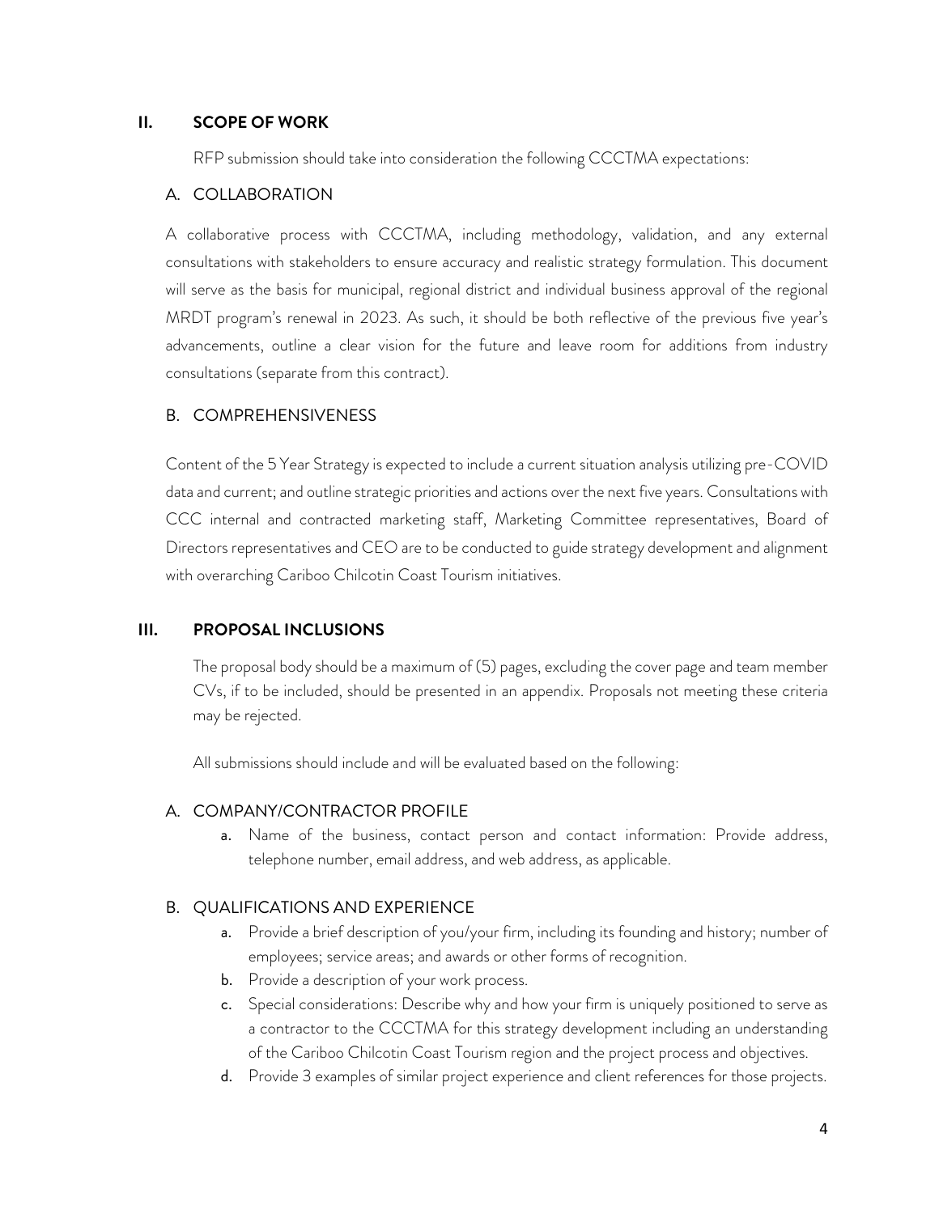## II. SCOPE OF WORK

RFP submission should take into consideration the following CCCTMA expectations:

### A. COLLABORATION

A collaborative process with CCCTMA, including methodology, validation, and any external consultations with stakeholders to ensure accuracy and realistic strategy formulation. This document will serve as the basis for municipal, regional district and individual business approval of the regional MRDT program's renewal in 2023. As such, it should be both reflective of the previous five year's advancements, outline a clear vision for the future and leave room for additions from industry consultations (separate from this contract).

### B. COMPREHENSIVENESS

Content of the 5 Year Strategy is expected to include a current situation analysis utilizing pre-COVID data and current; and outline strategic priorities and actions over the next five years. Consultations with CCC internal and contracted marketing staff, Marketing Committee representatives, Board of Directors representatives and CEO are to be conducted to guide strategy development and alignment with overarching Cariboo Chilcotin Coast Tourism initiatives.

## III. PROPOSAL INCLUSIONS

The proposal body should be a maximum of (5) pages, excluding the cover page and team member CVs, if to be included, should be presented in an appendix. Proposals not meeting these criteria may be rejected.

All submissions should include and will be evaluated based on the following:

### A. COMPANY/CONTRACTOR PROFILE

a. Name of the business, contact person and contact information: Provide address, telephone number, email address, and web address, as applicable.

### B. QUALIFICATIONS AND EXPERIENCE

a. Provide a brief description of you/your firm, including its founding and history; number of employees; service areas; and awards or other forms of recognition.
b. Provide a description of your work process.
c. Special considerations: Describe why and how your firm is uniquely positioned to serve as a contractor to the CCCTMA for this strategy development including an understanding of the Cariboo Chilcotin Coast Tourism region and the project process and objectives.
d. Provide 3 examples of similar project experience and client references for those projects.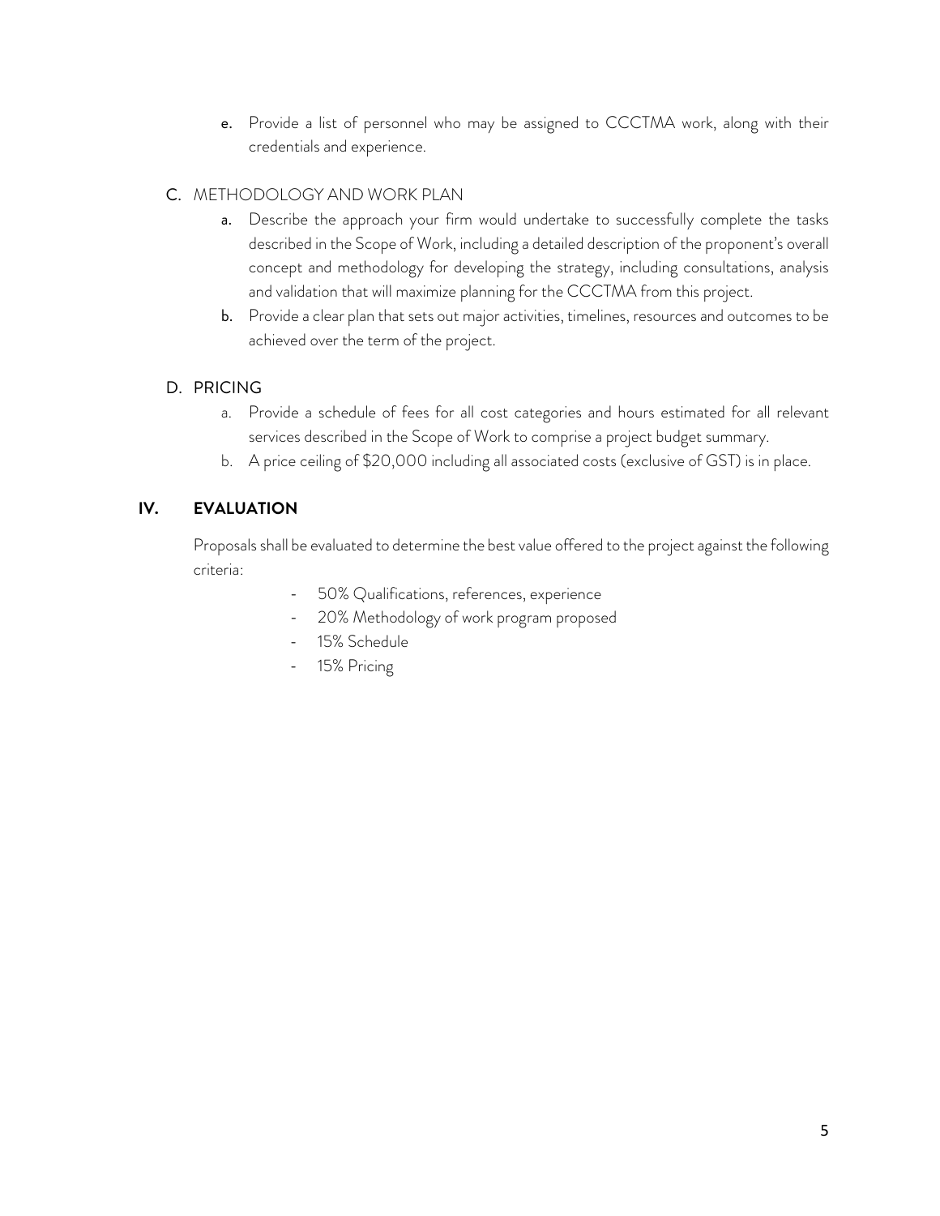e. Provide a list of personnel who may be assigned to CCCTMA work, along with their credentials and experience.

C. METHODOLOGY AND WORK PLAN

a. Describe the approach your firm would undertake to successfully complete the tasks described in the Scope of Work, including a detailed description of the proponent's overall concept and methodology for developing the strategy, including consultations, analysis and validation that will maximize planning for the CCCTMA from this project.

b. Provide a clear plan that sets out major activities, timelines, resources and outcomes to be achieved over the term of the project.

D. PRICING

a. Provide a schedule of fees for all cost categories and hours estimated for all relevant services described in the Scope of Work to comprise a project budget summary.

b. A price ceiling of $20,000 including all associated costs (exclusive of GST) is in place.

## IV. EVALUATION

Proposals shall be evaluated to determine the best value offered to the project against the following criteria:

- 50% Qualifications, references, experience
- 20% Methodology of work program proposed
- 15% Schedule
- 15% Pricing